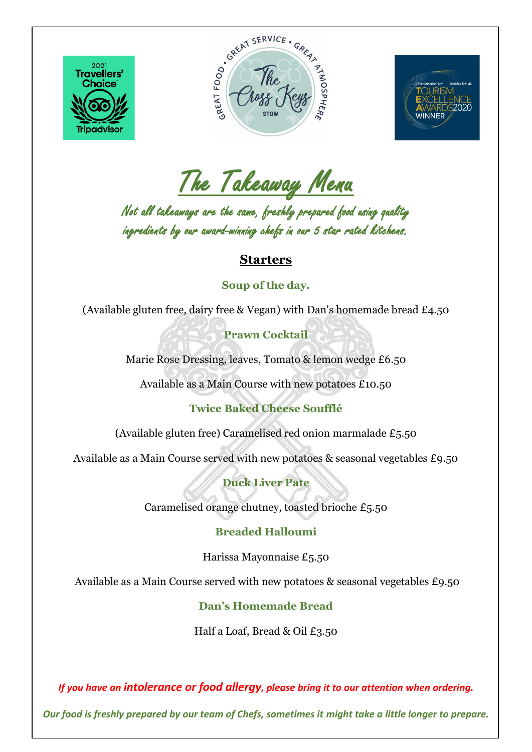# The Takeaway Menu

*Not all takeaways are the same, freshly prepared food using quality ingredients by our award-winning chefs in our 5 star rated kitchens.*

## Starters

**Soup of the day.**

(Available gluten free, dairy free & Vegan) with Dan's homemade bread £4.50

**Prawn Cocktail**

Marie Rose Dressing, leaves, Tomato & lemon wedge £6.50

Available as a Main Course with new potatoes £10.50

**Twice Baked Cheese Soufflé**

(Available gluten free) Caramelised red onion marmalade £5.50

Available as a Main Course served with new potatoes & seasonal vegetables £9.50

**Duck Liver Pate**

Caramelised orange chutney, toasted brioche £5.50

**Breaded Halloumi**

Harissa Mayonnaise £5.50

Available as a Main Course served with new potatoes & seasonal vegetables £9.50

**Dan's Homemade Bread**

Half a Loaf, Bread & Oil £3.50

*If you have an **intolerance or food allergy**, please bring it to our attention when ordering.*

*Our food is freshly prepared by our team of Chefs, sometimes it might take a little longer to prepare.*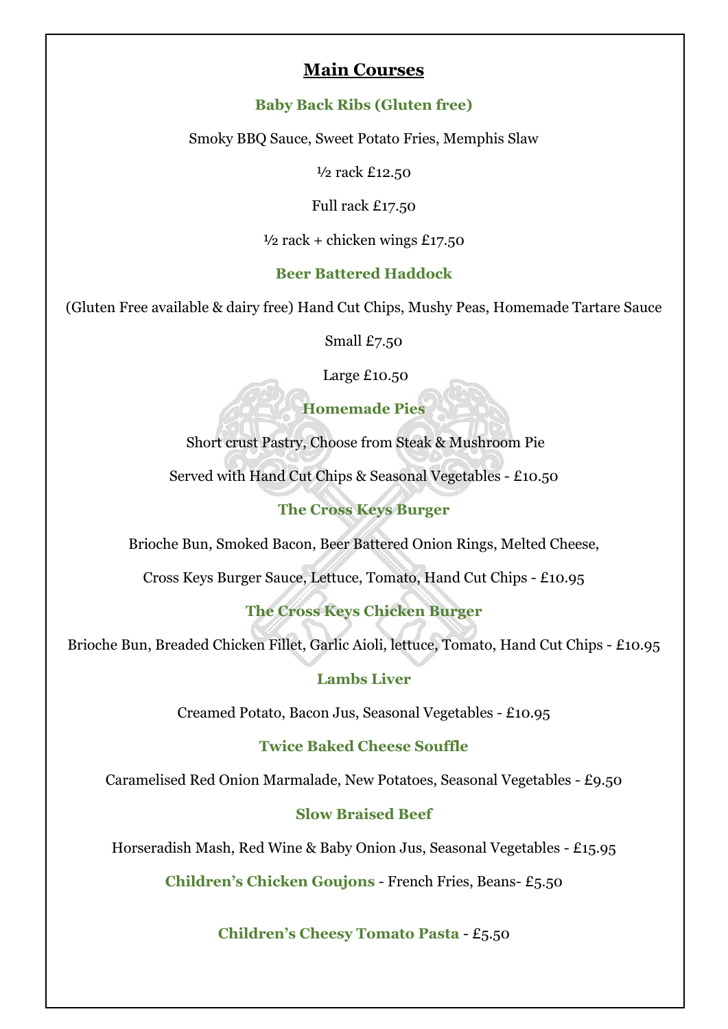## Main Courses

**Baby Back Ribs (Gluten free)**

Smoky BBQ Sauce, Sweet Potato Fries, Memphis Slaw

½ rack £12.50

Full rack £17.50

½ rack + chicken wings £17.50

**Beer Battered Haddock**

(Gluten Free available & dairy free) Hand Cut Chips, Mushy Peas, Homemade Tartare Sauce

Small £7.50

Large £10.50

**Homemade Pies**

Short crust Pastry, Choose from Steak & Mushroom Pie

Served with Hand Cut Chips & Seasonal Vegetables - £10.50

**The Cross Keys Burger**

Brioche Bun, Smoked Bacon, Beer Battered Onion Rings, Melted Cheese,

Cross Keys Burger Sauce, Lettuce, Tomato, Hand Cut Chips - £10.95

**The Cross Keys Chicken Burger**

Brioche Bun, Breaded Chicken Fillet, Garlic Aioli, lettuce, Tomato, Hand Cut Chips - £10.95

**Lambs Liver**

Creamed Potato, Bacon Jus, Seasonal Vegetables - £10.95

**Twice Baked Cheese Souffle**

Caramelised Red Onion Marmalade, New Potatoes, Seasonal Vegetables - £9.50

**Slow Braised Beef**

Horseradish Mash, Red Wine & Baby Onion Jus, Seasonal Vegetables - £15.95

**Children's Chicken Goujons** - French Fries, Beans- £5.50

**Children's Cheesy Tomato Pasta** - £5.50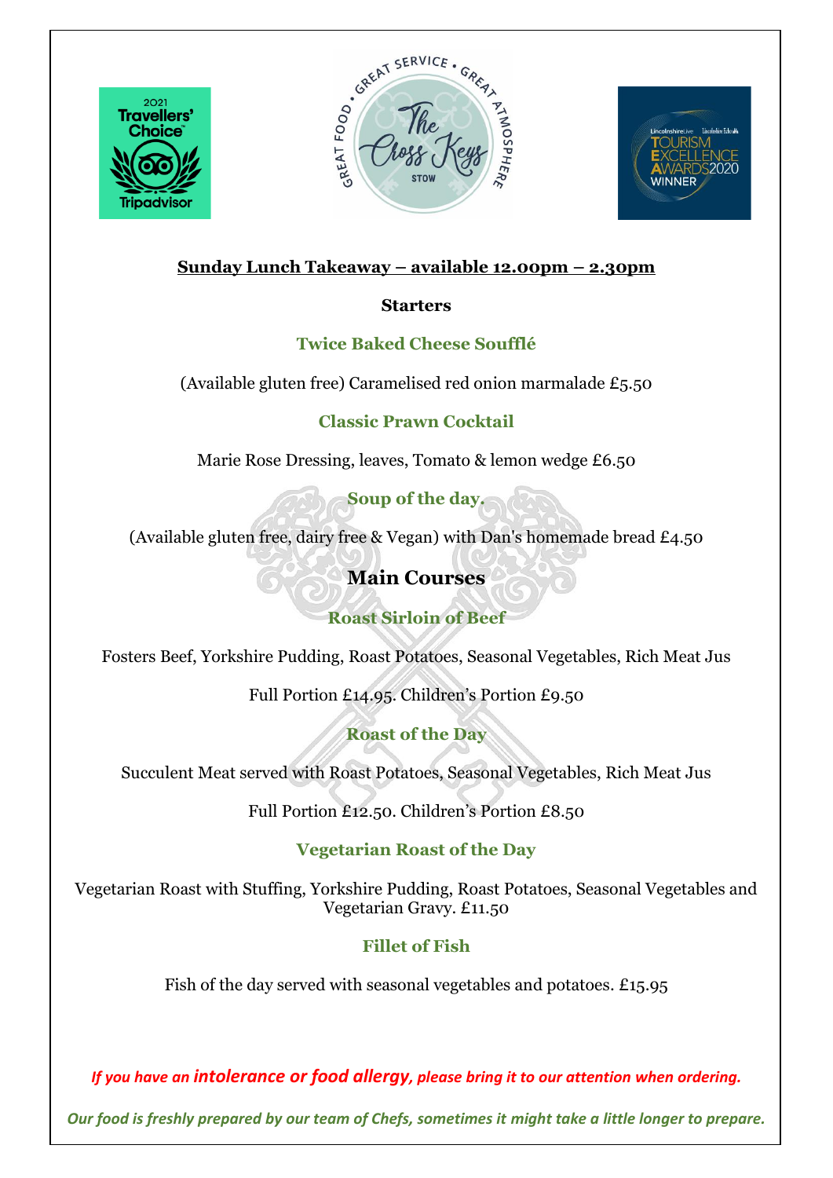**Sunday Lunch Takeaway – available 12.00pm – 2.30pm**

## Starters

### Twice Baked Cheese Soufflé

(Available gluten free) Caramelised red onion marmalade £5.50

### Classic Prawn Cocktail

Marie Rose Dressing, leaves, Tomato & lemon wedge £6.50

### Soup of the day.

(Available gluten free, dairy free & Vegan) with Dan's homemade bread £4.50

## Main Courses

### Roast Sirloin of Beef

Fosters Beef, Yorkshire Pudding, Roast Potatoes, Seasonal Vegetables, Rich Meat Jus

Full Portion £14.95. Children's Portion £9.50

### Roast of the Day

Succulent Meat served with Roast Potatoes, Seasonal Vegetables, Rich Meat Jus

Full Portion £12.50. Children's Portion £8.50

### Vegetarian Roast of the Day

Vegetarian Roast with Stuffing, Yorkshire Pudding, Roast Potatoes, Seasonal Vegetables and Vegetarian Gravy. £11.50

### Fillet of Fish

Fish of the day served with seasonal vegetables and potatoes. £15.95

*If you have an **intolerance or food allergy**, please bring it to our attention when ordering.*

*Our food is freshly prepared by our team of Chefs, sometimes it might take a little longer to prepare.*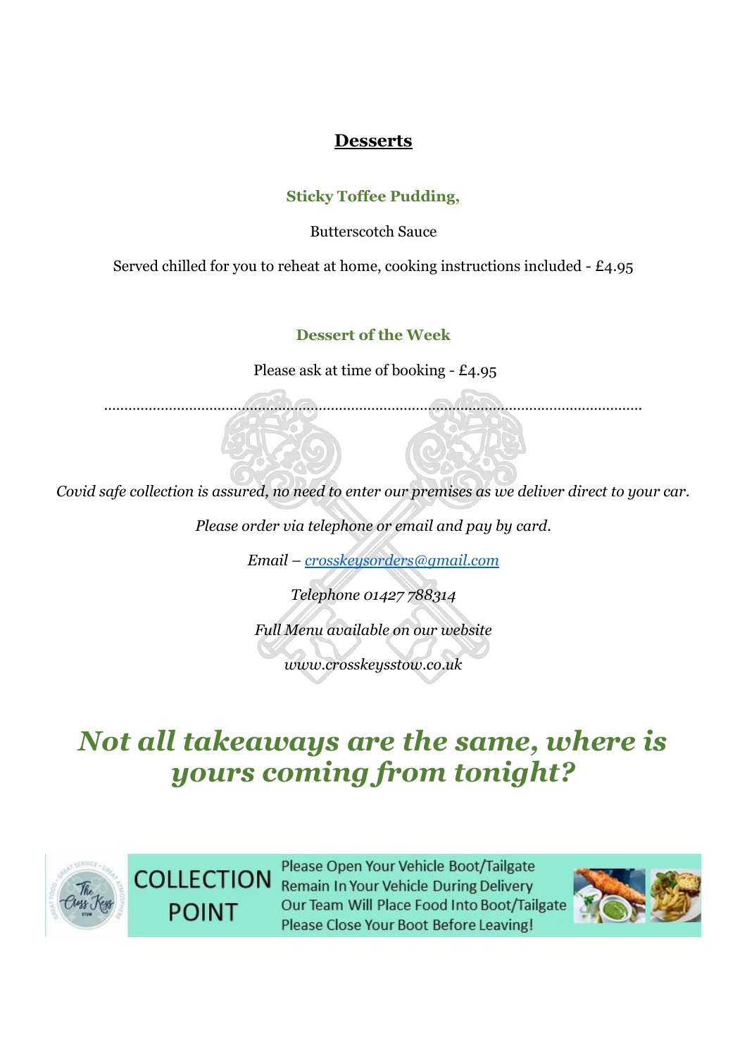## Desserts

**Sticky Toffee Pudding,**

Butterscotch Sauce

Served chilled for you to reheat at home, cooking instructions included - £4.95

**Dessert of the Week**

Please ask at time of booking - £4.95

.................................................................................................................................

*Covid safe collection is assured, no need to enter our premises as we deliver direct to your car.*

*Please order via telephone or email and pay by card.*

*Email – crosskeysorders@gmail.com*

*Telephone 01427 788314*

*Full Menu available on our website*

*www.crosskeysstow.co.uk*

# ***Not all takeaways are the same, where is yours coming from tonight?***

COLLECTION POINT

Please Open Your Vehicle Boot/Tailgate
Remain In Your Vehicle During Delivery
Our Team Will Place Food Into Boot/Tailgate
Please Close Your Boot Before Leaving!